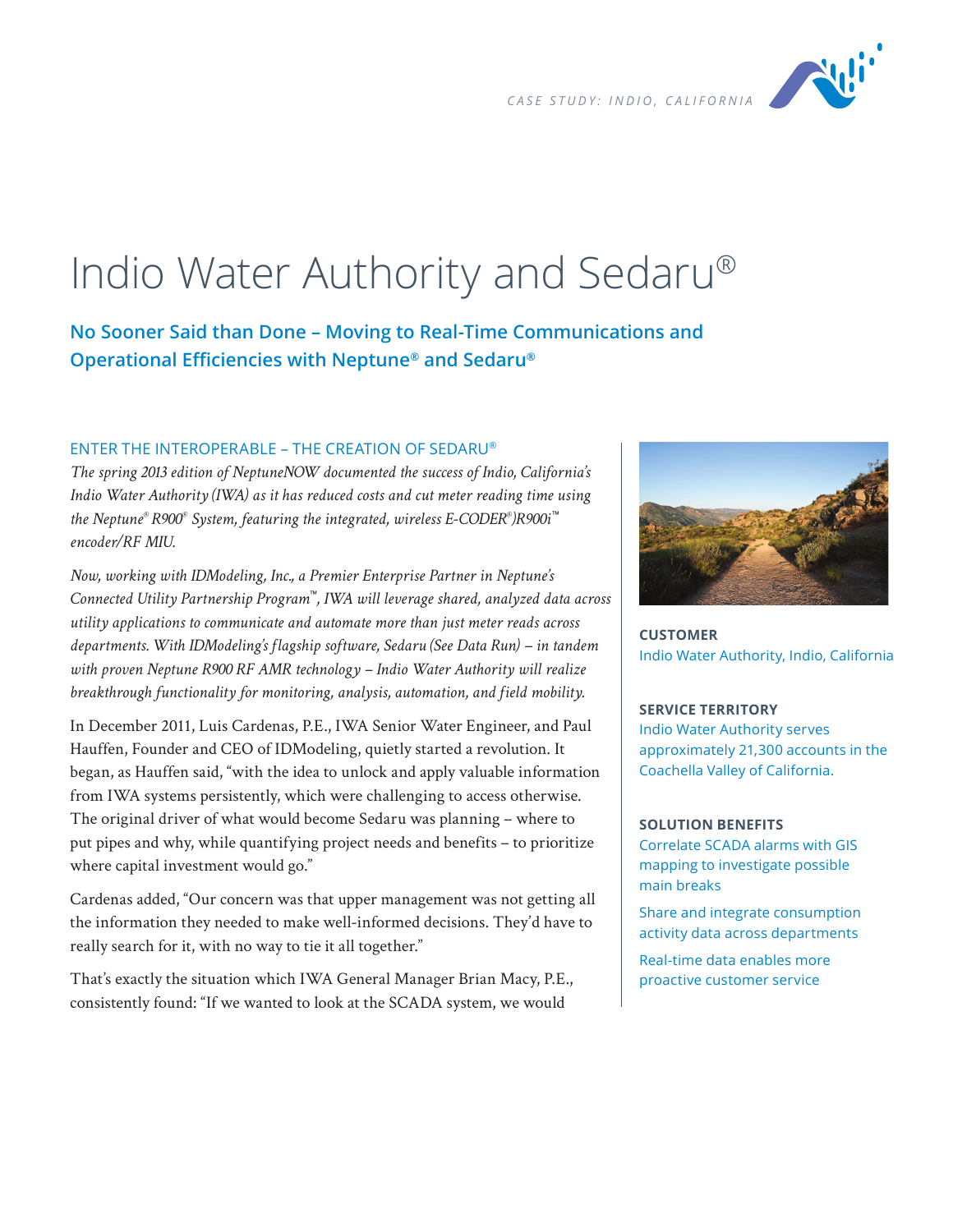CASE STUDY: INDIO, CALIFORNIA

# Indio Water Authority and Sedaru®

## No Sooner Said than Done – Moving to Real-Time Communications and Operational Efficiencies with Neptune® and Sedaru®

### ENTER THE INTEROPERABLE – THE CREATION OF SEDARU®

*The spring 2013 edition of NeptuneNOW documented the success of Indio, California's Indio Water Authority (IWA) as it has reduced costs and cut meter reading time using the Neptune® R900® System, featuring the integrated, wireless E-CODER®)R900i™ encoder/RF MIU.*

*Now, working with IDModeling, Inc., a Premier Enterprise Partner in Neptune's Connected Utility Partnership Program™, IWA will leverage shared, analyzed data across utility applications to communicate and automate more than just meter reads across departments. With IDModeling's flagship software, Sedaru (See Data Run) – in tandem with proven Neptune R900 RF AMR technology – Indio Water Authority will realize breakthrough functionality for monitoring, analysis, automation, and field mobility.*

In December 2011, Luis Cardenas, P.E., IWA Senior Water Engineer, and Paul Hauffen, Founder and CEO of IDModeling, quietly started a revolution. It began, as Hauffen said, "with the idea to unlock and apply valuable information from IWA systems persistently, which were challenging to access otherwise. The original driver of what would become Sedaru was planning – where to put pipes and why, while quantifying project needs and benefits – to prioritize where capital investment would go."

Cardenas added, "Our concern was that upper management was not getting all the information they needed to make well-informed decisions. They'd have to really search for it, with no way to tie it all together."

That's exactly the situation which IWA General Manager Brian Macy, P.E., consistently found: "If we wanted to look at the SCADA system, we would

**CUSTOMER**

Indio Water Authority, Indio, California

**SERVICE TERRITORY**

Indio Water Authority serves approximately 21,300 accounts in the Coachella Valley of California.

**SOLUTION BENEFITS**

Correlate SCADA alarms with GIS mapping to investigate possible main breaks

Share and integrate consumption activity data across departments

Real-time data enables more proactive customer service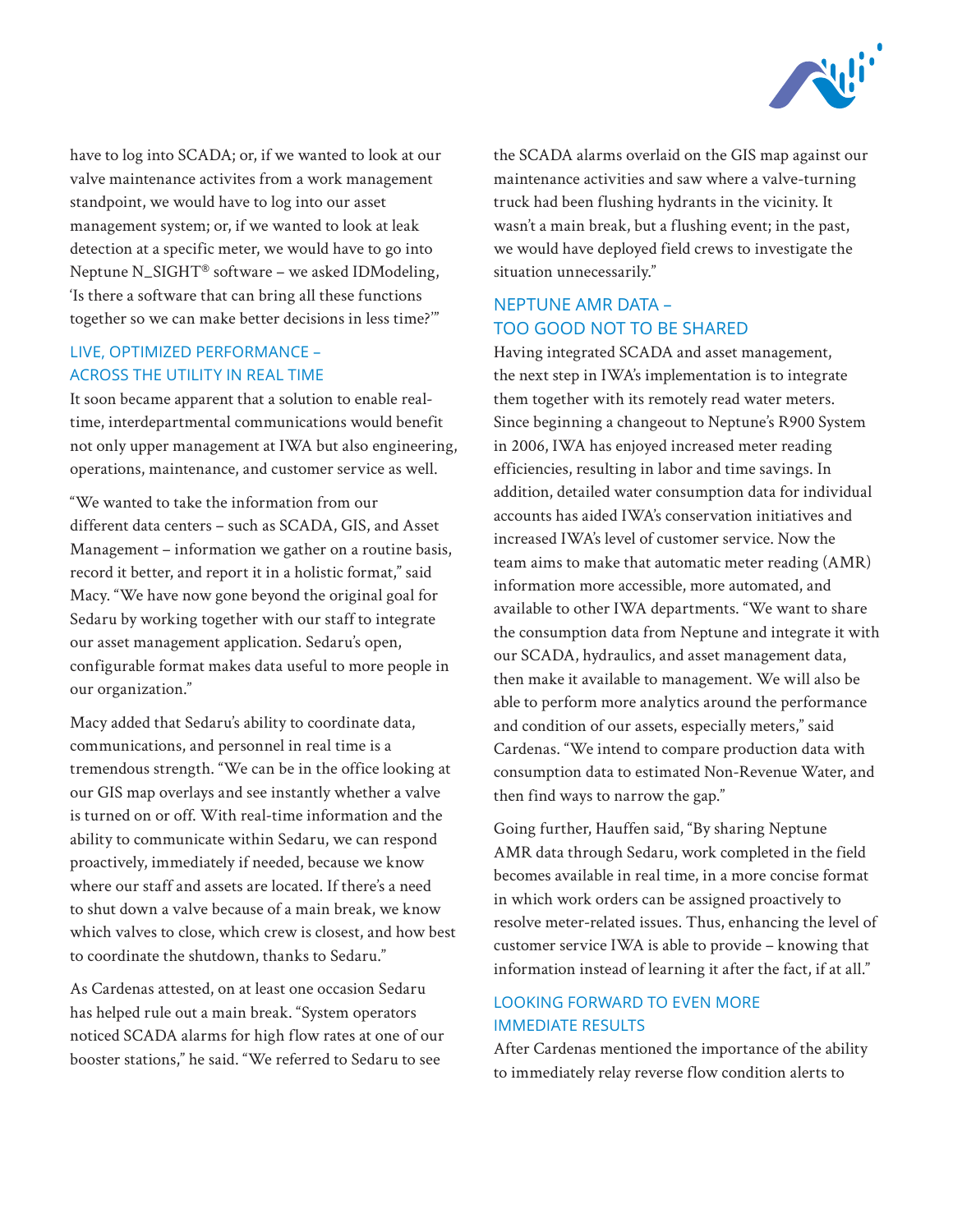have to log into SCADA; or, if we wanted to look at our valve maintenance activites from a work management standpoint, we would have to log into our asset management system; or, if we wanted to look at leak detection at a specific meter, we would have to go into Neptune N_SIGHT® software – we asked IDModeling, 'Is there a software that can bring all these functions together so we can make better decisions in less time?'"

## LIVE, OPTIMIZED PERFORMANCE – ACROSS THE UTILITY IN REAL TIME

It soon became apparent that a solution to enable real-time, interdepartmental communications would benefit not only upper management at IWA but also engineering, operations, maintenance, and customer service as well.

"We wanted to take the information from our different data centers – such as SCADA, GIS, and Asset Management – information we gather on a routine basis, record it better, and report it in a holistic format," said Macy. "We have now gone beyond the original goal for Sedaru by working together with our staff to integrate our asset management application. Sedaru's open, configurable format makes data useful to more people in our organization."

Macy added that Sedaru's ability to coordinate data, communications, and personnel in real time is a tremendous strength. "We can be in the office looking at our GIS map overlays and see instantly whether a valve is turned on or off. With real-time information and the ability to communicate within Sedaru, we can respond proactively, immediately if needed, because we know where our staff and assets are located. If there's a need to shut down a valve because of a main break, we know which valves to close, which crew is closest, and how best to coordinate the shutdown, thanks to Sedaru."

As Cardenas attested, on at least one occasion Sedaru has helped rule out a main break. "System operators noticed SCADA alarms for high flow rates at one of our booster stations," he said. "We referred to Sedaru to see the SCADA alarms overlaid on the GIS map against our maintenance activities and saw where a valve-turning truck had been flushing hydrants in the vicinity. It wasn't a main break, but a flushing event; in the past, we would have deployed field crews to investigate the situation unnecessarily."

## NEPTUNE AMR DATA – TOO GOOD NOT TO BE SHARED

Having integrated SCADA and asset management, the next step in IWA's implementation is to integrate them together with its remotely read water meters. Since beginning a changeout to Neptune's R900 System in 2006, IWA has enjoyed increased meter reading efficiencies, resulting in labor and time savings. In addition, detailed water consumption data for individual accounts has aided IWA's conservation initiatives and increased IWA's level of customer service. Now the team aims to make that automatic meter reading (AMR) information more accessible, more automated, and available to other IWA departments. "We want to share the consumption data from Neptune and integrate it with our SCADA, hydraulics, and asset management data, then make it available to management. We will also be able to perform more analytics around the performance and condition of our assets, especially meters," said Cardenas. "We intend to compare production data with consumption data to estimated Non-Revenue Water, and then find ways to narrow the gap."

Going further, Hauffen said, "By sharing Neptune AMR data through Sedaru, work completed in the field becomes available in real time, in a more concise format in which work orders can be assigned proactively to resolve meter-related issues. Thus, enhancing the level of customer service IWA is able to provide – knowing that information instead of learning it after the fact, if at all."

## LOOKING FORWARD TO EVEN MORE IMMEDIATE RESULTS

After Cardenas mentioned the importance of the ability to immediately relay reverse flow condition alerts to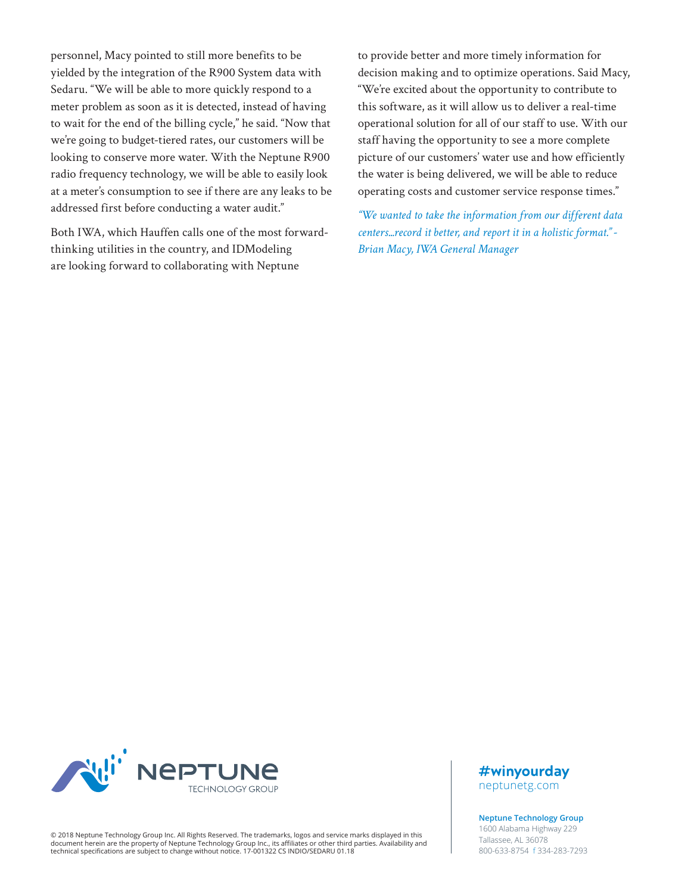personnel, Macy pointed to still more benefits to be yielded by the integration of the R900 System data with Sedaru. "We will be able to more quickly respond to a meter problem as soon as it is detected, instead of having to wait for the end of the billing cycle," he said. "Now that we're going to budget-tiered rates, our customers will be looking to conserve more water. With the Neptune R900 radio frequency technology, we will be able to easily look at a meter's consumption to see if there are any leaks to be addressed first before conducting a water audit."

Both IWA, which Hauffen calls one of the most forward-thinking utilities in the country, and IDModeling are looking forward to collaborating with Neptune to provide better and more timely information for decision making and to optimize operations. Said Macy, "We're excited about the opportunity to contribute to this software, as it will allow us to deliver a real-time operational solution for all of our staff to use. With our staff having the opportunity to see a more complete picture of our customers' water use and how efficiently the water is being delivered, we will be able to reduce operating costs and customer service response times."

*"We wanted to take the information from our different data centers...record it better, and report it in a holistic format." - Brian Macy, IWA General Manager*

NEPTUNE TECHNOLOGY GROUP

**#winyourday**
neptunetg.com

**Neptune Technology Group**
1600 Alabama Highway 229
Tallassee, AL 36078
800-633-8754 f 334-283-7293

© 2018 Neptune Technology Group Inc. All Rights Reserved. The trademarks, logos and service marks displayed in this document herein are the property of Neptune Technology Group Inc., its affiliates or other third parties. Availability and technical specifications are subject to change without notice. 17-001322 CS INDIO/SEDARU 01.18